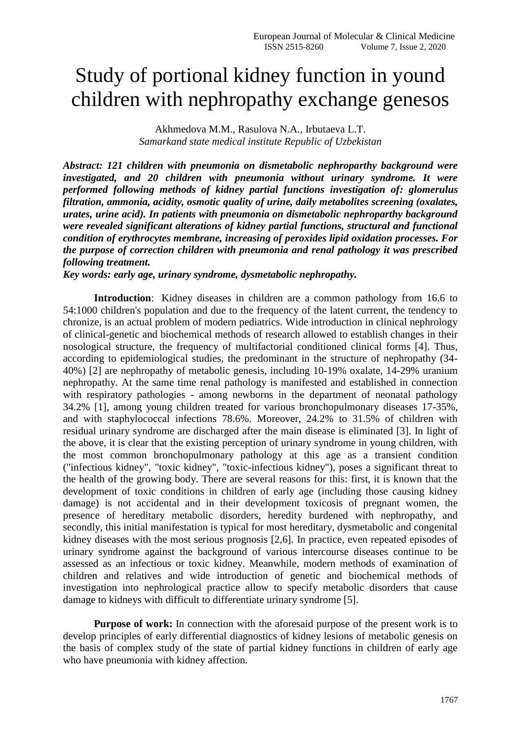# Study of portional kidney function in yound children with nephropathy exchange genesos

Akhmedova M.M., Rasulova N.A., Irbutaeva L.T.

*Samarkand state medical institute Republic of Uzbekistan*

***Abstract: 121 children with pneumonia on dismetabolic nephroparthy background were investigated, and 20 children with pneumonia without urinary syndrome. It were performed following methods of kidney partial functions investigation of: glomerulus filtration, ammonia, acidity, osmotic quality of urine, daily metabolites screening (oxalates, urates, urine acid). In patients with pneumonia on dismetabolic nephroparthy background were revealed significant alterations of kidney partial functions, structural and functional condition of erythrocytes membrane, increasing of peroxides lipid oxidation processes. For the purpose of correction children with pneumonia and renal pathology it was prescribed following treatment.***

***Key words: early age, urinary syndrome, dysmetabolic nephropathy.***

**Introduction**: Kidney diseases in children are a common pathology from 16.6 to 54:1000 children's population and due to the frequency of the latent current, the tendency to chronize, is an actual problem of modern pediatrics. Wide introduction in clinical nephrology of clinical-genetic and biochemical methods of research allowed to establish changes in their nosological structure, the frequency of multifactorial conditioned clinical forms [4]. Thus, according to epidemiological studies, the predominant in the structure of nephropathy (34-40%) [2] are nephropathy of metabolic genesis, including 10-19% oxalate, 14-29% uranium nephropathy. At the same time renal pathology is manifested and established in connection with respiratory pathologies - among newborns in the department of neonatal pathology 34.2% [1], among young children treated for various bronchopulmonary diseases 17-35%, and with staphylococcal infections 78.6%. Moreover, 24.2% to 31.5% of children with residual urinary syndrome are discharged after the main disease is eliminated [3]. In light of the above, it is clear that the existing perception of urinary syndrome in young children, with the most common bronchopulmonary pathology at this age as a transient condition ("infectious kidney", "toxic kidney", "toxic-infectious kidney"), poses a significant threat to the health of the growing body. There are several reasons for this: first, it is known that the development of toxic conditions in children of early age (including those causing kidney damage) is not accidental and in their development toxicosis of pregnant women, the presence of hereditary metabolic disorders, heredity burdened with nephropathy, and secondly, this initial manifestation is typical for most hereditary, dysmetabolic and congenital kidney diseases with the most serious prognosis [2,6]. In practice, even repeated episodes of urinary syndrome against the background of various intercourse diseases continue to be assessed as an infectious or toxic kidney. Meanwhile, modern methods of examination of children and relatives and wide introduction of genetic and biochemical methods of investigation into nephrological practice allow to specify metabolic disorders that cause damage to kidneys with difficult to differentiate urinary syndrome [5].

**Purpose of work:** In connection with the aforesaid purpose of the present work is to develop principles of early differential diagnostics of kidney lesions of metabolic genesis on the basis of complex study of the state of partial kidney functions in children of early age who have pneumonia with kidney affection.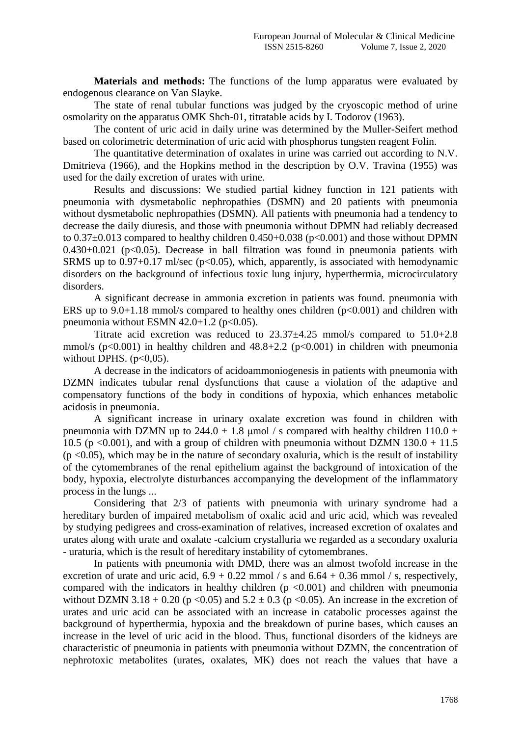**Materials and methods:** The functions of the lump apparatus were evaluated by endogenous clearance on Van Slayke.

The state of renal tubular functions was judged by the cryoscopic method of urine osmolarity on the apparatus OMK Shch-01, titratable acids by I. Todorov (1963).

The content of uric acid in daily urine was determined by the Muller-Seifert method based on colorimetric determination of uric acid with phosphorus tungsten reagent Folin.

The quantitative determination of oxalates in urine was carried out according to N.V. Dmitrieva (1966), and the Hopkins method in the description by O.V. Travina (1955) was used for the daily excretion of urates with urine.

Results and discussions: We studied partial kidney function in 121 patients with pneumonia with dysmetabolic nephropathies (DSMN) and 20 patients with pneumonia without dysmetabolic nephropathies (DSMN). All patients with pneumonia had a tendency to decrease the daily diuresis, and those with pneumonia without DPMN had reliably decreased to $0.37\pm0.013$ compared to healthy children $0.450+0.038$ ($p<0.001$) and those without DPMN $0.430+0.021$ ($p<0.05$). Decrease in ball filtration was found in pneumonia patients with SRMS up to $0.97+0.17$ ml/sec ($p<0.05$), which, apparently, is associated with hemodynamic disorders on the background of infectious toxic lung injury, hyperthermia, microcirculatory disorders.

A significant decrease in ammonia excretion in patients was found. pneumonia with ERS up to $9.0+1.18$ mmol/s compared to healthy ones children ($p<0.001$) and children with pneumonia without ESMN $42.0+1.2$ ($p<0.05$).

Titrate acid excretion was reduced to $23.37\pm4.25$ mmol/s compared to $51.0+2.8$ mmol/s ($p<0.001$) in healthy children and $48.8+2.2$ ($p<0.001$) in children with pneumonia without DPHS. ($p<0,05$).

A decrease in the indicators of acidoammoniogenesis in patients with pneumonia with DZMN indicates tubular renal dysfunctions that cause a violation of the adaptive and compensatory functions of the body in conditions of hypoxia, which enhances metabolic acidosis in pneumonia.

A significant increase in urinary oxalate excretion was found in children with pneumonia with DZMN up to $244.0 + 1.8$ μmol / s compared with healthy children $110.0 + 10.5$ ($p <0.001$), and with a group of children with pneumonia without DZMN $130.0 + 11.5$ ($p <0.05$), which may be in the nature of secondary oxaluria, which is the result of instability of the cytomembranes of the renal epithelium against the background of intoxication of the body, hypoxia, electrolyte disturbances accompanying the development of the inflammatory process in the lungs ...

Considering that 2/3 of patients with pneumonia with urinary syndrome had a hereditary burden of impaired metabolism of oxalic acid and uric acid, which was revealed by studying pedigrees and cross-examination of relatives, increased excretion of oxalates and urates along with urate and oxalate -calcium crystalluria we regarded as a secondary oxaluria - uraturia, which is the result of hereditary instability of cytomembranes.

In patients with pneumonia with DMD, there was an almost twofold increase in the excretion of urate and uric acid, $6.9 + 0.22$ mmol / s and $6.64 + 0.36$ mmol / s, respectively, compared with the indicators in healthy children ($p <0.001$) and children with pneumonia without DZMN $3.18 + 0.20$ ($p <0.05$) and $5.2 \pm 0.3$ ($p <0.05$). An increase in the excretion of urates and uric acid can be associated with an increase in catabolic processes against the background of hyperthermia, hypoxia and the breakdown of purine bases, which causes an increase in the level of uric acid in the blood. Thus, functional disorders of the kidneys are characteristic of pneumonia in patients with pneumonia without DZMN, the concentration of nephrotoxic metabolites (urates, oxalates, MK) does not reach the values that have a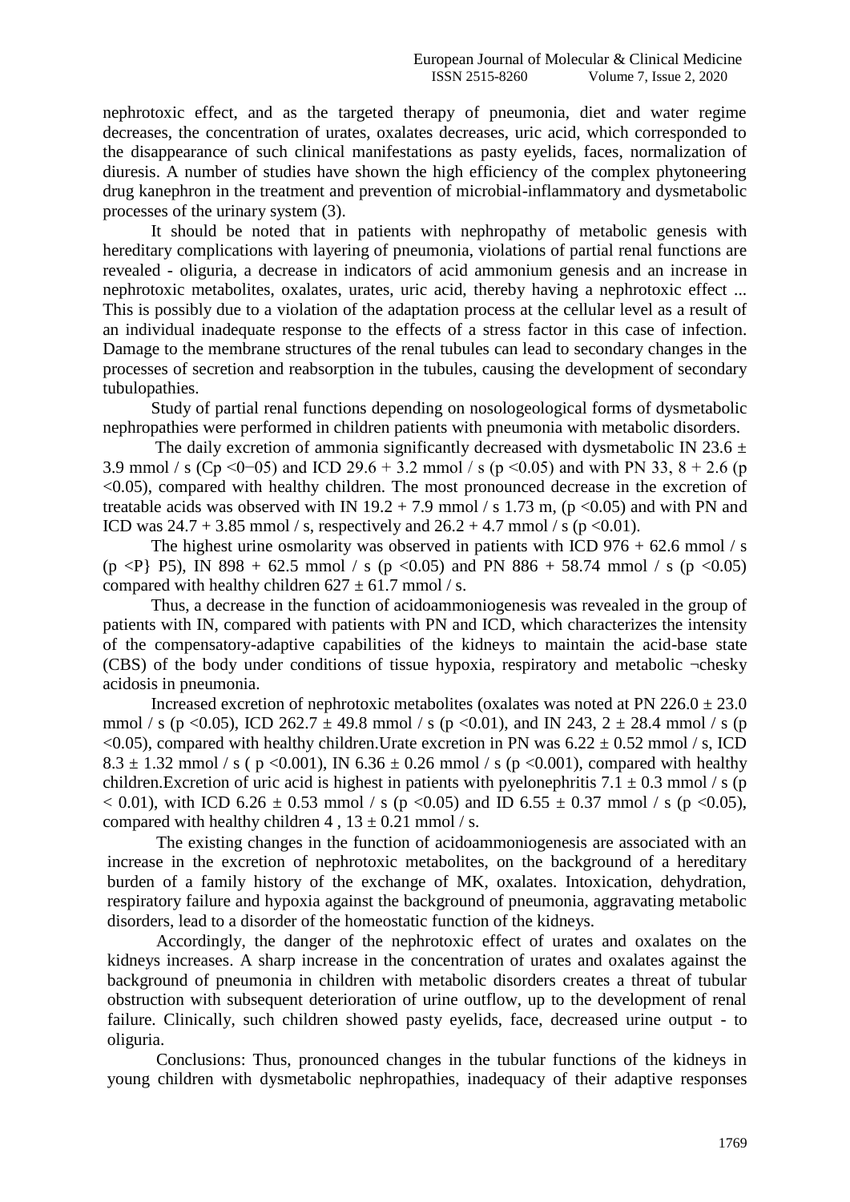nephrotoxic effect, and as the targeted therapy of pneumonia, diet and water regime decreases, the concentration of urates, oxalates decreases, uric acid, which corresponded to the disappearance of such clinical manifestations as pasty eyelids, faces, normalization of diuresis. A number of studies have shown the high efficiency of the complex phytoneering drug kanephron in the treatment and prevention of microbial-inflammatory and dysmetabolic processes of the urinary system (3).

It should be noted that in patients with nephropathy of metabolic genesis with hereditary complications with layering of pneumonia, violations of partial renal functions are revealed - oliguria, a decrease in indicators of acid ammonium genesis and an increase in nephrotoxic metabolites, oxalates, urates, uric acid, thereby having a nephrotoxic effect ... This is possibly due to a violation of the adaptation process at the cellular level as a result of an individual inadequate response to the effects of a stress factor in this case of infection. Damage to the membrane structures of the renal tubules can lead to secondary changes in the processes of secretion and reabsorption in the tubules, causing the development of secondary tubulopathies.

Study of partial renal functions depending on nosologeological forms of dysmetabolic nephropathies were performed in children patients with pneumonia with metabolic disorders.

The daily excretion of ammonia significantly decreased with dysmetabolic IN 23.6 ± 3.9 mmol / s (Cp <0−05) and ICD 29.6 + 3.2 mmol / s (p <0.05) and with PN 33, 8 + 2.6 (p <0.05), compared with healthy children. The most pronounced decrease in the excretion of treatable acids was observed with IN 19.2 + 7.9 mmol / s 1.73 m, (p <0.05) and with PN and ICD was 24.7 + 3.85 mmol / s, respectively and 26.2 + 4.7 mmol / s (p <0.01).

The highest urine osmolarity was observed in patients with ICD 976 + 62.6 mmol / s (p <P} P5), IN 898 + 62.5 mmol / s (p <0.05) and PN 886 + 58.74 mmol / s (p <0.05) compared with healthy children 627 ± 61.7 mmol / s.

Thus, a decrease in the function of acidoammoniogenesis was revealed in the group of patients with IN, compared with patients with PN and ICD, which characterizes the intensity of the compensatory-adaptive capabilities of the kidneys to maintain the acid-base state (CBS) of the body under conditions of tissue hypoxia, respiratory and metabolic ¬chesky acidosis in pneumonia.

Increased excretion of nephrotoxic metabolites (oxalates was noted at PN 226.0 ± 23.0 mmol / s (p <0.05), ICD 262.7 ± 49.8 mmol / s (p <0.01), and IN 243, 2 ± 28.4 mmol / s (p <0.05), compared with healthy children.Urate excretion in PN was 6.22 ± 0.52 mmol / s, ICD 8.3 ± 1.32 mmol / s ( p <0.001), IN 6.36 ± 0.26 mmol / s (p <0.001), compared with healthy children.Excretion of uric acid is highest in patients with pyelonephritis 7.1 ± 0.3 mmol / s (p < 0.01), with ICD 6.26 ± 0.53 mmol / s (p <0.05) and ID 6.55 ± 0.37 mmol / s (p <0.05), compared with healthy children 4 , 13 ± 0.21 mmol / s.

The existing changes in the function of acidoammoniogenesis are associated with an increase in the excretion of nephrotoxic metabolites, on the background of a hereditary burden of a family history of the exchange of MK, oxalates. Intoxication, dehydration, respiratory failure and hypoxia against the background of pneumonia, aggravating metabolic disorders, lead to a disorder of the homeostatic function of the kidneys.

Accordingly, the danger of the nephrotoxic effect of urates and oxalates on the kidneys increases. A sharp increase in the concentration of urates and oxalates against the background of pneumonia in children with metabolic disorders creates a threat of tubular obstruction with subsequent deterioration of urine outflow, up to the development of renal failure. Clinically, such children showed pasty eyelids, face, decreased urine output - to oliguria.

Conclusions: Thus, pronounced changes in the tubular functions of the kidneys in young children with dysmetabolic nephropathies, inadequacy of their adaptive responses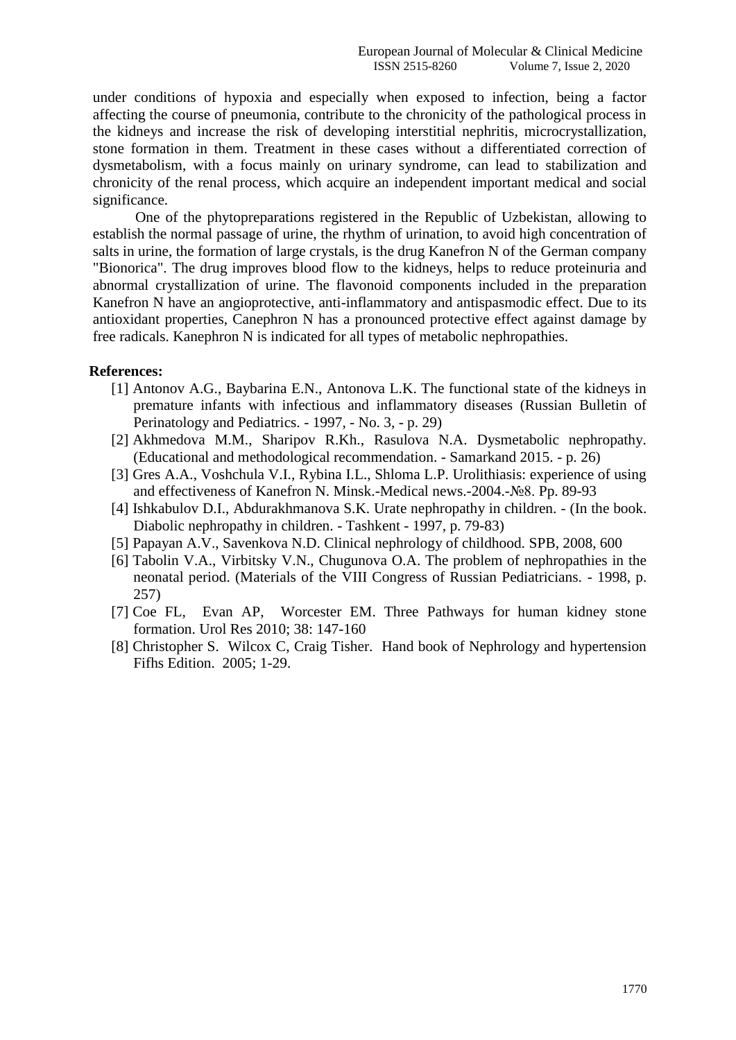under conditions of hypoxia and especially when exposed to infection, being a factor affecting the course of pneumonia, contribute to the chronicity of the pathological process in the kidneys and increase the risk of developing interstitial nephritis, microcrystallization, stone formation in them. Treatment in these cases without a differentiated correction of dysmetabolism, with a focus mainly on urinary syndrome, can lead to stabilization and chronicity of the renal process, which acquire an independent important medical and social significance.

One of the phytopreparations registered in the Republic of Uzbekistan, allowing to establish the normal passage of urine, the rhythm of urination, to avoid high concentration of salts in urine, the formation of large crystals, is the drug Kanefron N of the German company "Bionorica". The drug improves blood flow to the kidneys, helps to reduce proteinuria and abnormal crystallization of urine. The flavonoid components included in the preparation Kanefron N have an angioprotective, anti-inflammatory and antispasmodic effect. Due to its antioxidant properties, Canephron N has a pronounced protective effect against damage by free radicals. Kanephron N is indicated for all types of metabolic nephropathies.

**References:**

[1] Antonov A.G., Baybarina E.N., Antonova L.K. The functional state of the kidneys in premature infants with infectious and inflammatory diseases (Russian Bulletin of Perinatology and Pediatrics. - 1997, - No. 3, - p. 29)

[2] Akhmedova M.M., Sharipov R.Kh., Rasulova N.A. Dysmetabolic nephropathy. (Educational and methodological recommendation. - Samarkand 2015. - p. 26)

[3] Gres A.A., Voshchula V.I., Rybina I.L., Shloma L.P. Urolithiasis: experience of using and effectiveness of Kanefron N. Minsk.-Medical news.-2004.-№8. Pp. 89-93

[4] Ishkabulov D.I., Abdurakhmanova S.K. Urate nephropathy in children. - (In the book. Diabolic nephropathy in children. - Tashkent - 1997, p. 79-83)

[5] Papayan A.V., Savenkova N.D. Clinical nephrology of childhood. SPB, 2008, 600

[6] Tabolin V.A., Virbitsky V.N., Chugunova O.A. The problem of nephropathies in the neonatal period. (Materials of the VIII Congress of Russian Pediatricians. - 1998, p. 257)

[7] Coe FL, Evan AP, Worcester EM. Three Pathways for human kidney stone formation. Urol Res 2010; 38: 147-160

[8] Christopher S. Wilcox C, Craig Tisher. Hand book of Nephrology and hypertension Fifhs Edition. 2005; 1-29.